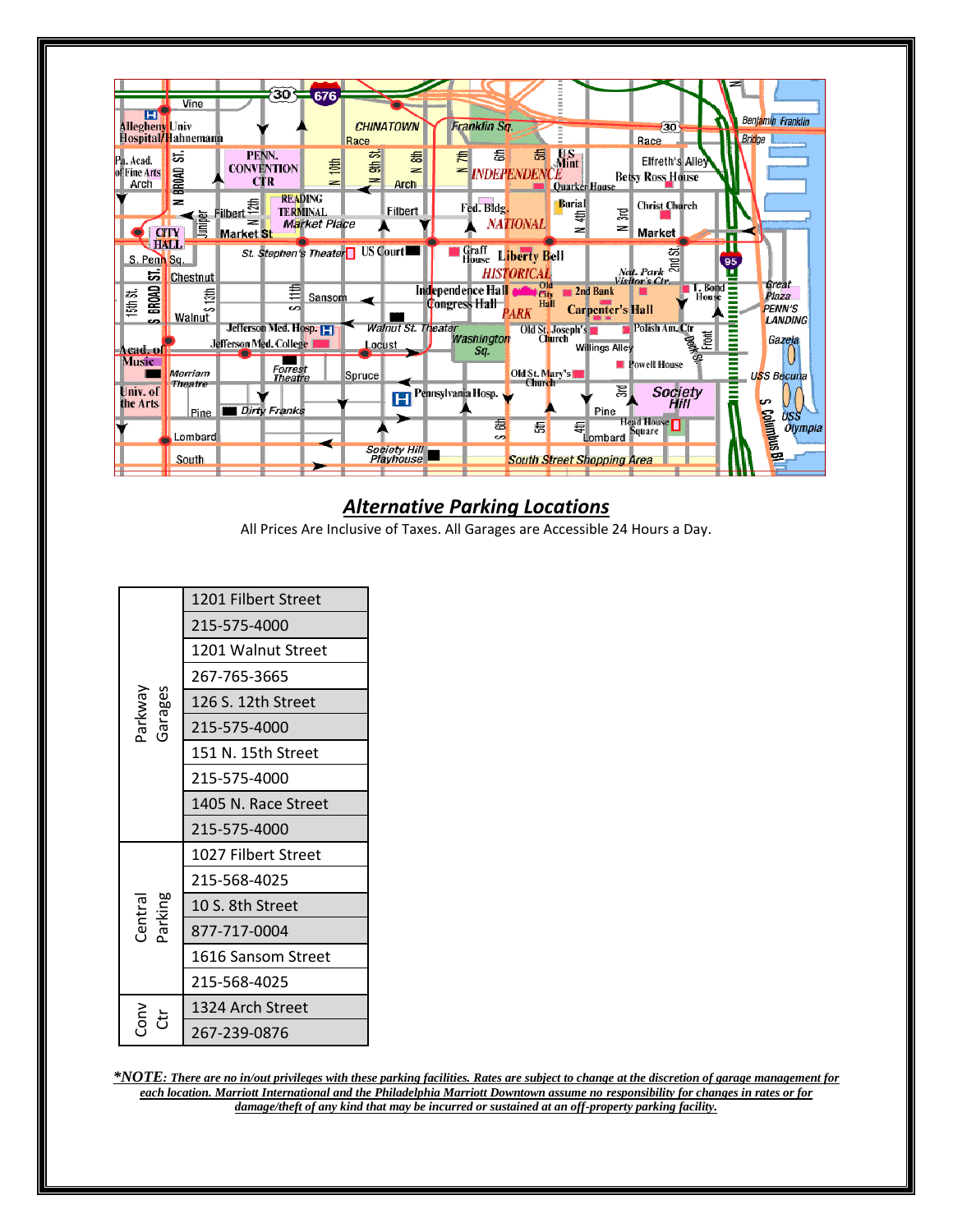## *Alternative Parking Locations*

All Prices Are Inclusive of Taxes. All Garages are Accessible 24 Hours a Day.

| | |
|---|---|
| Parkway Garages | 1201 Filbert Street |
| | 215-575-4000 |
| | 1201 Walnut Street |
| | 267-765-3665 |
| | 126 S. 12th Street |
| | 215-575-4000 |
| | 151 N. 15th Street |
| | 215-575-4000 |
| | 1405 N. Race Street |
| | 215-575-4000 |
| Central Parking | 1027 Filbert Street |
| | 215-568-4025 |
| | 10 S. 8th Street |
| | 877-717-0004 |
| | 1616 Sansom Street |
| | 215-568-4025 |
| Conv Ctr | 1324 Arch Street |
| | 267-239-0876 |

***NOTE: There are no in/out privileges with these parking facilities. Rates are subject to change at the discretion of garage management for each location. Marriott International and the Philadelphia Marriott Downtown assume no responsibility for changes in rates or for damage/theft of any kind that may be incurred or sustained at an off-property parking facility.***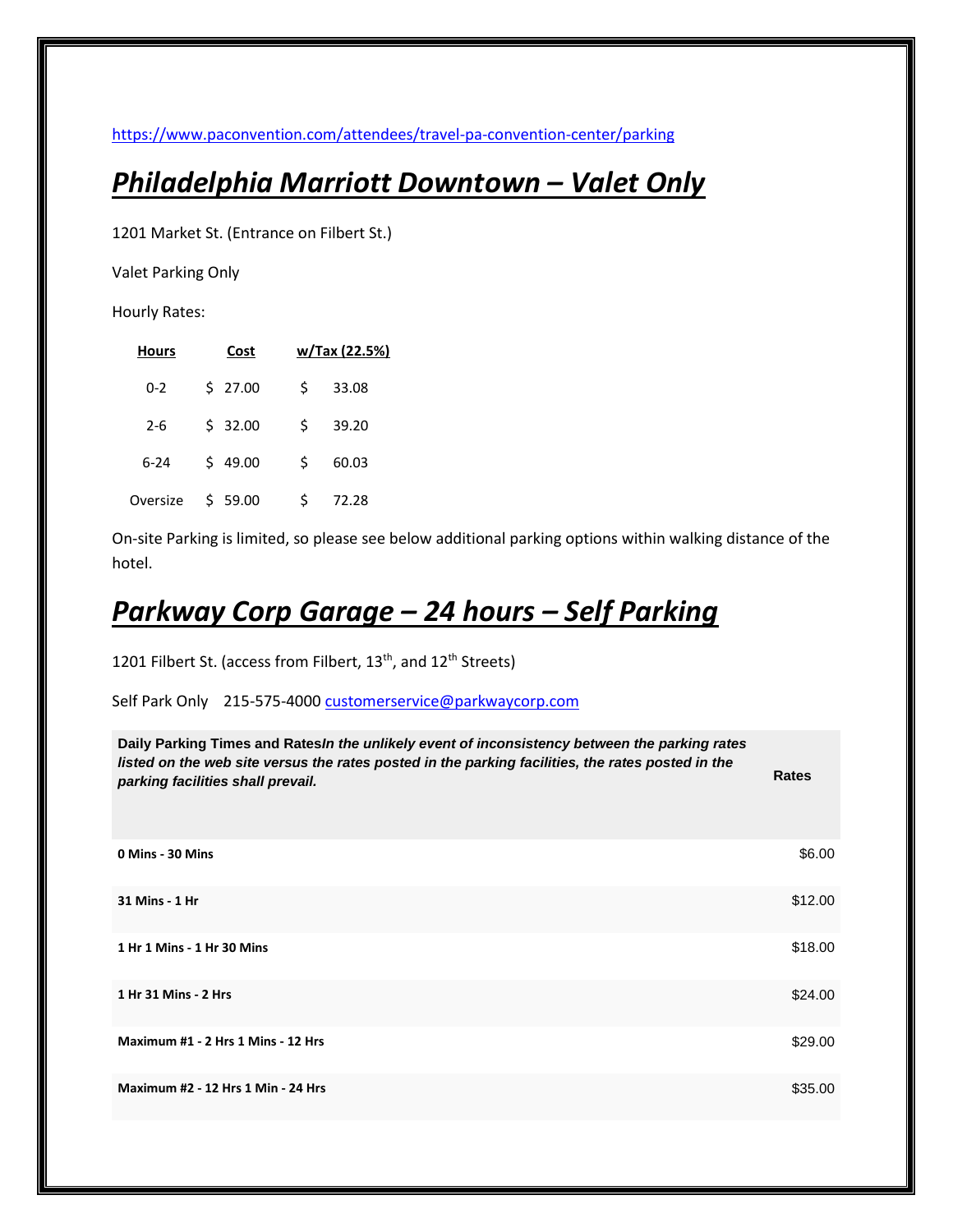https://www.paconvention.com/attendees/travel-pa-convention-center/parking

## *Philadelphia Marriott Downtown – Valet Only*

1201 Market St. (Entrance on Filbert St.)

Valet Parking Only

Hourly Rates:

| Hours | Cost | w/Tax (22.5%) |
|---|---|---|
| 0-2 | $ 27.00 | $ 33.08 |
| 2-6 | $ 32.00 | $ 39.20 |
| 6-24 | $ 49.00 | $ 60.03 |
| Oversize | $ 59.00 | $ 72.28 |

On-site Parking is limited, so please see below additional parking options within walking distance of the hotel.

## *Parkway Corp Garage – 24 hours – Self Parking*

1201 Filbert St. (access from Filbert, 13th, and 12th Streets)

Self Park Only 215-575-4000 customerservice@parkwaycorp.com

| **Daily Parking Times and Rates** ***In the unlikely event of inconsistency between the parking rates listed on the web site versus the rates posted in the parking facilities, the rates posted in the parking facilities shall prevail.*** | **Rates** |
|---|---|
| **0 Mins - 30 Mins** | $6.00 |
| **31 Mins - 1 Hr** | $12.00 |
| **1 Hr 1 Mins - 1 Hr 30 Mins** | $18.00 |
| **1 Hr 31 Mins - 2 Hrs** | $24.00 |
| **Maximum #1 - 2 Hrs 1 Mins - 12 Hrs** | $29.00 |
| **Maximum #2 - 12 Hrs 1 Min - 24 Hrs** | $35.00 |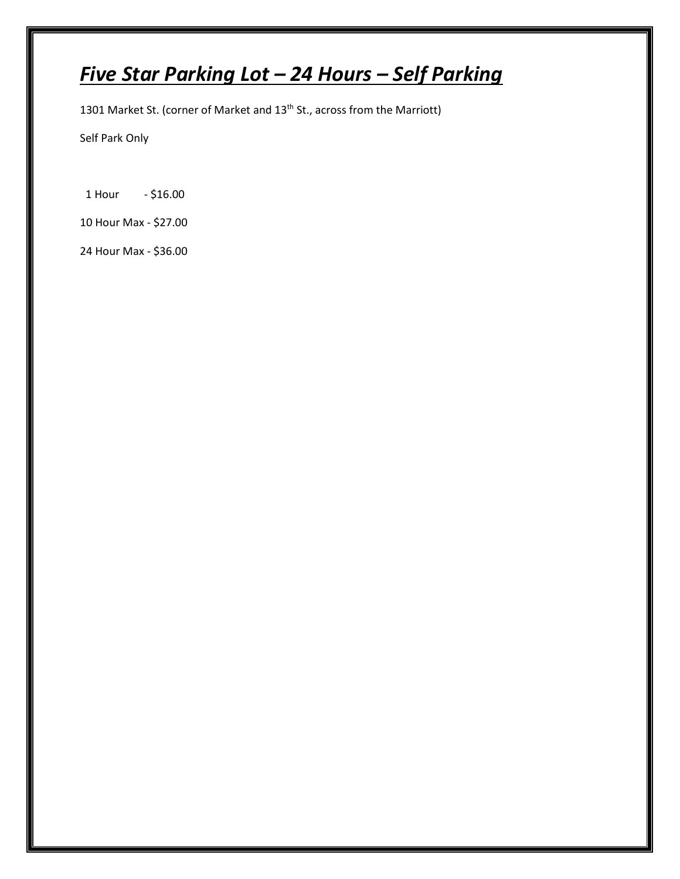# ***Five Star Parking Lot – 24 Hours – Self Parking***

1301 Market St. (corner of Market and 13th St., across from the Marriott)

Self Park Only

1 Hour - $16.00

10 Hour Max - $27.00

24 Hour Max - $36.00